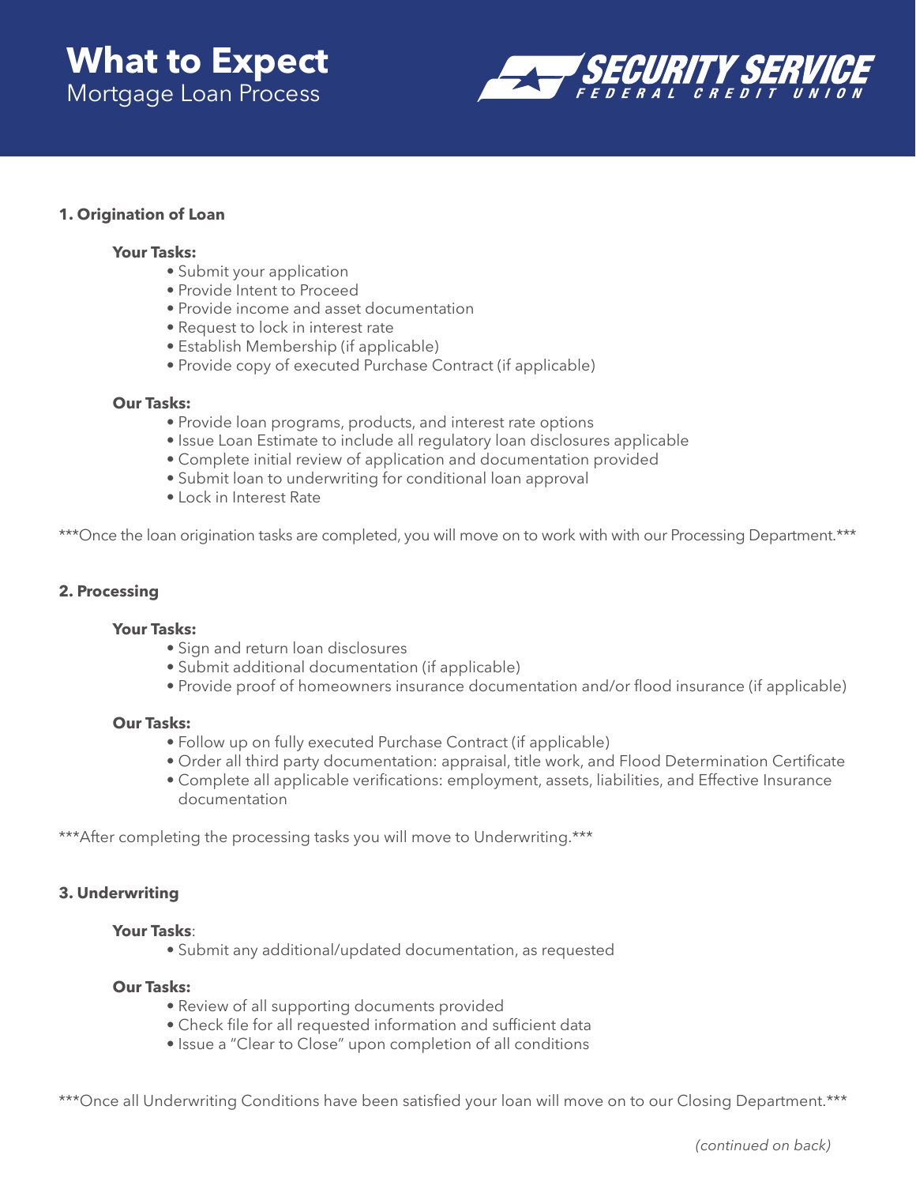# What to Expect
Mortgage Loan Process

SECURITY SERVICE FEDERAL CREDIT UNION

## 1. Origination of Loan

**Your Tasks:**

- Submit your application
- Provide Intent to Proceed
- Provide income and asset documentation
- Request to lock in interest rate
- Establish Membership (if applicable)
- Provide copy of executed Purchase Contract (if applicable)

**Our Tasks:**

- Provide loan programs, products, and interest rate options
- Issue Loan Estimate to include all regulatory loan disclosures applicable
- Complete initial review of application and documentation provided
- Submit loan to underwriting for conditional loan approval
- Lock in Interest Rate

***Once the loan origination tasks are completed, you will move on to work with with our Processing Department.***

## 2. Processing

**Your Tasks:**

- Sign and return loan disclosures
- Submit additional documentation (if applicable)
- Provide proof of homeowners insurance documentation and/or flood insurance (if applicable)

**Our Tasks:**

- Follow up on fully executed Purchase Contract (if applicable)
- Order all third party documentation: appraisal, title work, and Flood Determination Certificate
- Complete all applicable verifications: employment, assets, liabilities, and Effective Insurance documentation

***After completing the processing tasks you will move to Underwriting.***

## 3. Underwriting

**Your Tasks**:

- Submit any additional/updated documentation, as requested

**Our Tasks:**

- Review of all supporting documents provided
- Check file for all requested information and sufficient data
- Issue a "Clear to Close" upon completion of all conditions

***Once all Underwriting Conditions have been satisfied your loan will move on to our Closing Department.***

*(continued on back)*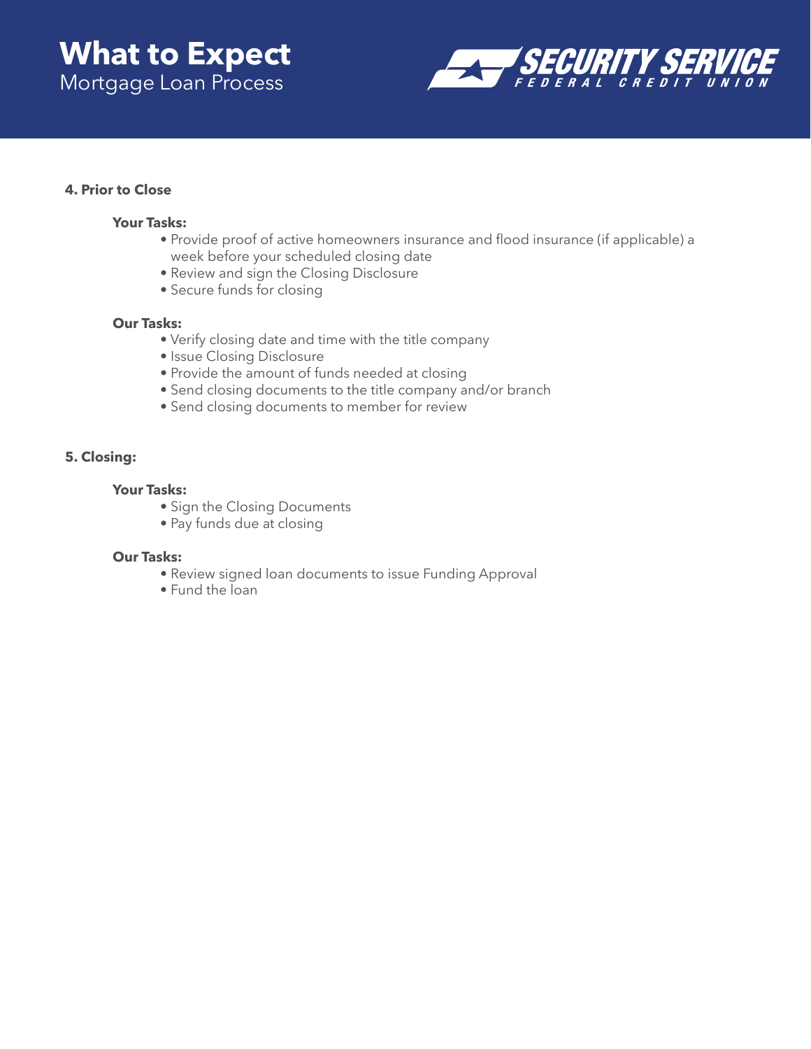## 4. Prior to Close

**Your Tasks:**

- Provide proof of active homeowners insurance and flood insurance (if applicable) a week before your scheduled closing date
- Review and sign the Closing Disclosure
- Secure funds for closing

**Our Tasks:**

- Verify closing date and time with the title company
- Issue Closing Disclosure
- Provide the amount of funds needed at closing
- Send closing documents to the title company and/or branch
- Send closing documents to member for review

## 5. Closing:

**Your Tasks:**

- Sign the Closing Documents
- Pay funds due at closing

**Our Tasks:**

- Review signed loan documents to issue Funding Approval
- Fund the loan